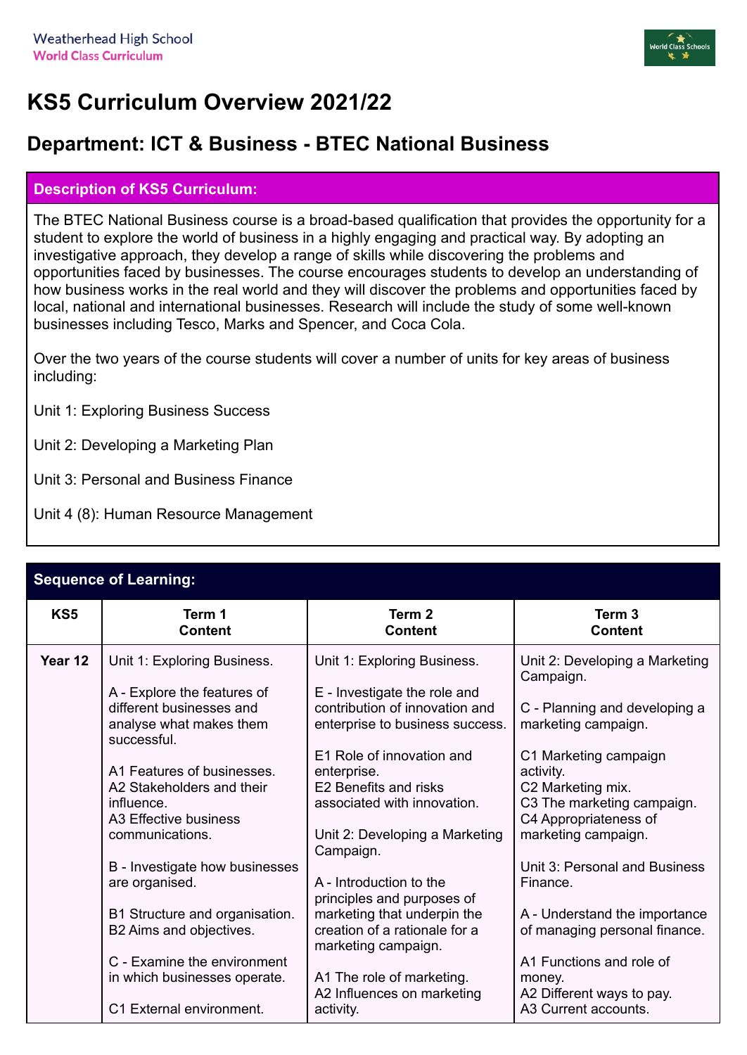Weatherhead High School
World Class Curriculum

# KS5 Curriculum Overview 2021/22

## Department: ICT & Business - BTEC National Business

| Description of KS5 Curriculum: |
|---|
| The BTEC National Business course is a broad-based qualification that provides the opportunity for a student to explore the world of business in a highly engaging and practical way. By adopting an investigative approach, they develop a range of skills while discovering the problems and opportunities faced by businesses. The course encourages students to develop an understanding of how business works in the real world and they will discover the problems and opportunities faced by local, national and international businesses. Research will include the study of some well-known businesses including Tesco, Marks and Spencer, and Coca Cola.<br><br>Over the two years of the course students will cover a number of units for key areas of business including:<br><br>Unit 1: Exploring Business Success<br><br>Unit 2: Developing a Marketing Plan<br><br>Unit 3: Personal and Business Finance<br><br>Unit 4 (8): Human Resource Management |

**Sequence of Learning:**

| KS5 | Term 1<br>Content | Term 2<br>Content | Term 3<br>Content |
|---|---|---|---|
| **Year 12** | Unit 1: Exploring Business.<br><br>A - Explore the features of different businesses and analyse what makes them successful.<br><br>A1 Features of businesses.<br>A2 Stakeholders and their influence.<br>A3 Effective business communications.<br><br>B - Investigate how businesses are organised.<br><br>B1 Structure and organisation.<br>B2 Aims and objectives.<br><br>C - Examine the environment in which businesses operate.<br><br>C1 External environment. | Unit 1: Exploring Business.<br><br>E - Investigate the role and contribution of innovation and enterprise to business success.<br><br>E1 Role of innovation and enterprise.<br>E2 Benefits and risks associated with innovation.<br><br>Unit 2: Developing a Marketing Campaign.<br><br>A - Introduction to the principles and purposes of marketing that underpin the creation of a rationale for a marketing campaign.<br><br>A1 The role of marketing.<br>A2 Influences on marketing activity. | Unit 2: Developing a Marketing Campaign.<br><br>C - Planning and developing a marketing campaign.<br><br>C1 Marketing campaign activity.<br>C2 Marketing mix.<br>C3 The marketing campaign.<br>C4 Appropriateness of marketing campaign.<br><br>Unit 3: Personal and Business Finance.<br><br>A - Understand the importance of managing personal finance.<br><br>A1 Functions and role of money.<br>A2 Different ways to pay.<br>A3 Current accounts. |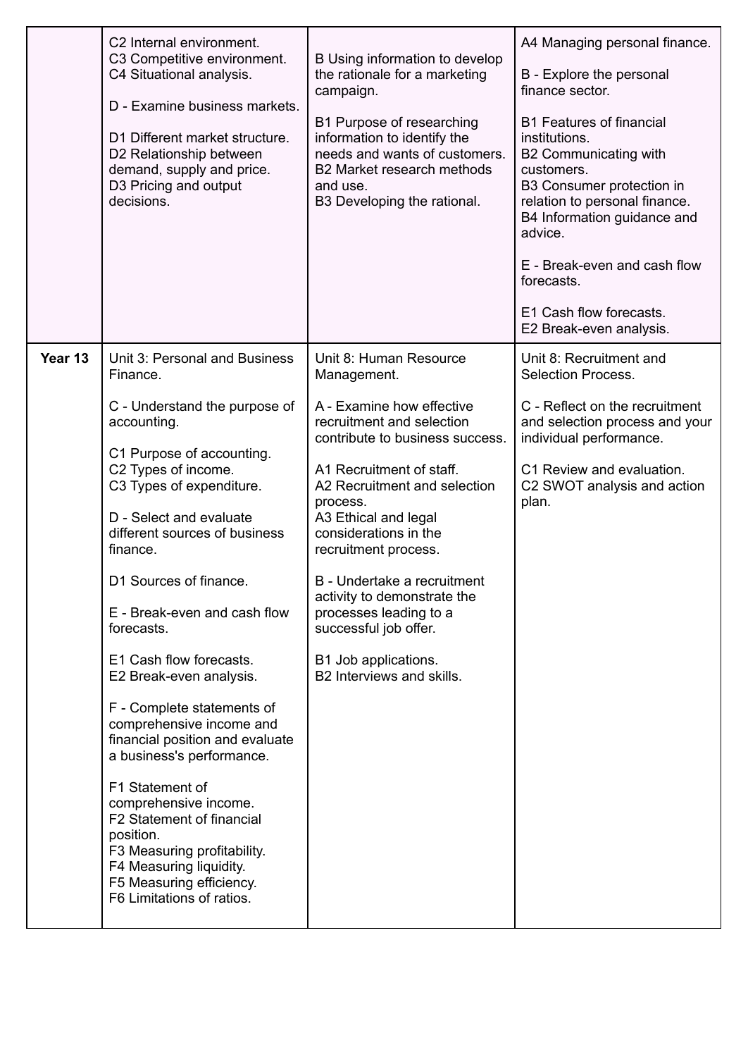| | | | |
|---|---|---|---|
| | C2 Internal environment.<br>C3 Competitive environment.<br>C4 Situational analysis.<br><br>D - Examine business markets.<br><br>D1 Different market structure.<br>D2 Relationship between demand, supply and price.<br>D3 Pricing and output decisions. | B Using information to develop the rationale for a marketing campaign.<br><br>B1 Purpose of researching information to identify the needs and wants of customers.<br>B2 Market research methods and use.<br>B3 Developing the rational. | A4 Managing personal finance.<br><br>B - Explore the personal finance sector.<br><br>B1 Features of financial institutions.<br>B2 Communicating with customers.<br>B3 Consumer protection in relation to personal finance.<br>B4 Information guidance and advice.<br><br>E - Break-even and cash flow forecasts.<br><br>E1 Cash flow forecasts.<br>E2 Break-even analysis. |
| **Year 13** | Unit 3: Personal and Business Finance.<br><br>C - Understand the purpose of accounting.<br><br>C1 Purpose of accounting.<br>C2 Types of income.<br>C3 Types of expenditure.<br><br>D - Select and evaluate different sources of business finance.<br><br>D1 Sources of finance.<br><br>E - Break-even and cash flow forecasts.<br><br>E1 Cash flow forecasts.<br>E2 Break-even analysis.<br><br>F - Complete statements of comprehensive income and financial position and evaluate a business's performance.<br><br>F1 Statement of comprehensive income.<br>F2 Statement of financial position.<br>F3 Measuring profitability.<br>F4 Measuring liquidity.<br>F5 Measuring efficiency.<br>F6 Limitations of ratios. | Unit 8: Human Resource Management.<br><br>A - Examine how effective recruitment and selection contribute to business success.<br><br>A1 Recruitment of staff.<br>A2 Recruitment and selection process.<br>A3 Ethical and legal considerations in the recruitment process.<br><br>B - Undertake a recruitment activity to demonstrate the processes leading to a successful job offer.<br><br>B1 Job applications.<br>B2 Interviews and skills. | Unit 8: Recruitment and Selection Process.<br><br>C - Reflect on the recruitment and selection process and your individual performance.<br><br>C1 Review and evaluation.<br>C2 SWOT analysis and action plan. |